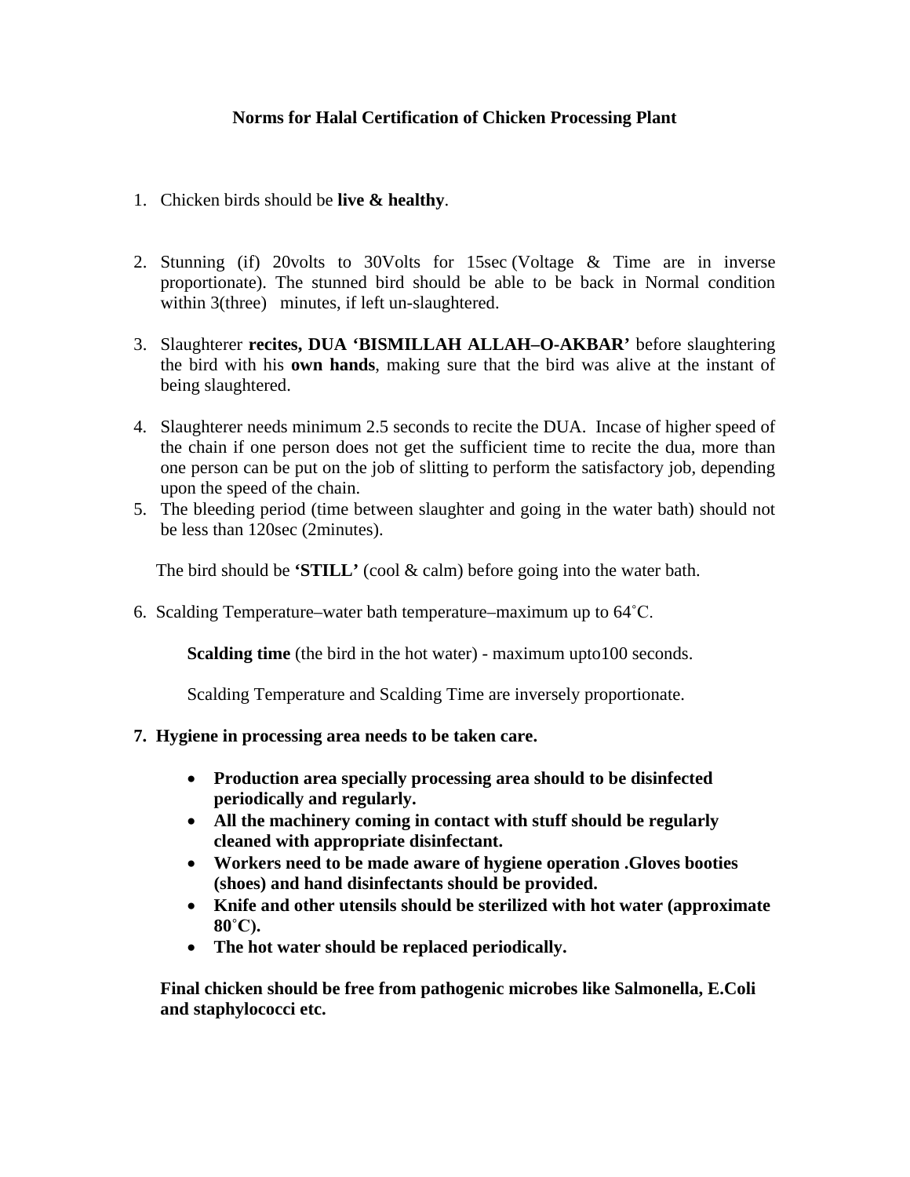**Norms for Halal Certification of Chicken Processing Plant**

1. Chicken birds should be **live & healthy**.

2. Stunning (if) 20volts to 30Volts for 15sec (Voltage & Time are in inverse proportionate). The stunned bird should be able to be back in Normal condition within 3(three) minutes, if left un-slaughtered.

3. Slaughterer **recites, DUA 'BISMILLAH ALLAH–O-AKBAR'** before slaughtering the bird with his **own hands**, making sure that the bird was alive at the instant of being slaughtered.

4. Slaughterer needs minimum 2.5 seconds to recite the DUA. Incase of higher speed of the chain if one person does not get the sufficient time to recite the dua, more than one person can be put on the job of slitting to perform the satisfactory job, depending upon the speed of the chain.

5. The bleeding period (time between slaughter and going in the water bath) should not be less than 120sec (2minutes).

   The bird should be **'STILL'** (cool & calm) before going into the water bath.

6. Scalding Temperature–water bath temperature–maximum up to 64˚C.

   **Scalding time** (the bird in the hot water) - maximum upto100 seconds.

   Scalding Temperature and Scalding Time are inversely proportionate.

7. **Hygiene in processing area needs to be taken care.**

   - **Production area specially processing area should to be disinfected periodically and regularly.**
   - **All the machinery coming in contact with stuff should be regularly cleaned with appropriate disinfectant.**
   - **Workers need to be made aware of hygiene operation .Gloves booties (shoes) and hand disinfectants should be provided.**
   - **Knife and other utensils should be sterilized with hot water (approximate 80˚C).**
   - **The hot water should be replaced periodically.**

   **Final chicken should be free from pathogenic microbes like Salmonella, E.Coli and staphylococci etc.**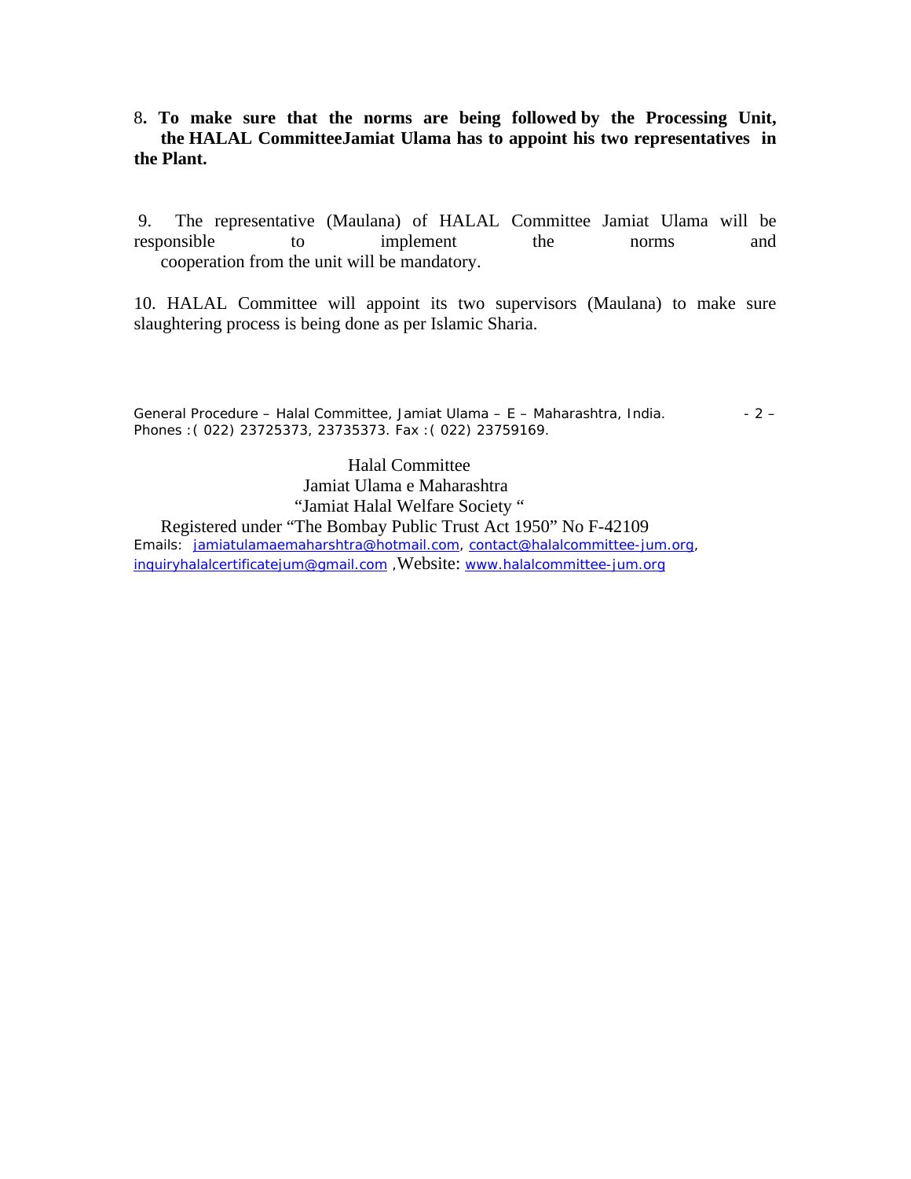8. **To make sure that the norms are being followed by the Processing Unit, the HALAL CommitteeJamiat Ulama has to appoint his two representatives in the Plant.**

9. The representative (Maulana) of HALAL Committee Jamiat Ulama will be responsible to implement the norms and cooperation from the unit will be mandatory.

10. HALAL Committee will appoint its two supervisors (Maulana) to make sure slaughtering process is being done as per Islamic Sharia.

Halal Committee
Jamiat Ulama e Maharashtra
"Jamiat Halal Welfare Society "
Registered under "The Bombay Public Trust Act 1950" No F-42109
Emails: jamiatulamaemaharshtra@hotmail.com, contact@halalcommittee-jum.org, inquiryhalalcertificatejum@gmail.com ,Website: www.halalcommittee-jum.org